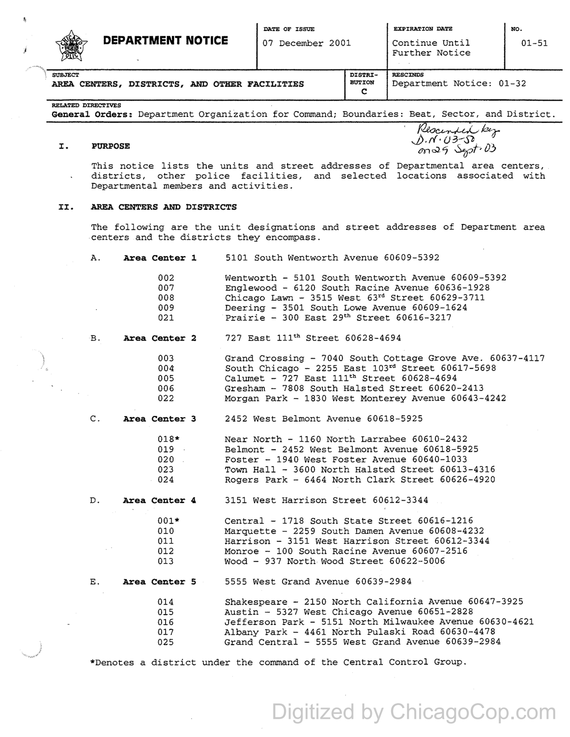# DEPARTMENT NOTICE

| DATE OF ISSUE | EXPIRATION DATE | NO. |
|---|---|---|
| 07 December 2001 | Continue Until Further Notice | 01-51 |

| SUBJECT | DISTRIBUTION | RESCINDS |
|---|---|---|
| AREA CENTERS, DISTRICTS, AND OTHER FACILITIES | C | Department Notice: 01-32 |

**RELATED DIRECTIVES**
**General Orders:** Department Organization for Command; Boundaries: Beat, Sector, and District.

*Rescinded by D.N. 03-50 on 29 Sept. 03*

## I. PURPOSE

This notice lists the units and street addresses of Departmental area centers, districts, other police facilities, and selected locations associated with Departmental members and activities.

## II. AREA CENTERS AND DISTRICTS

The following are the unit designations and street addresses of Department area centers and the districts they encompass.

A. **Area Center 1** 5101 South Wentworth Avenue 60609-5392

- 002 Wentworth - 5101 South Wentworth Avenue 60609-5392
- 007 Englewood - 6120 South Racine Avenue 60636-1928
- 008 Chicago Lawn - 3515 West 63rd Street 60629-3711
- 009 Deering - 3501 South Lowe Avenue 60609-1624
- 021 Prairie - 300 East 29th Street 60616-3217

B. **Area Center 2** 727 East 111th Street 60628-4694

- 003 Grand Crossing - 7040 South Cottage Grove Ave. 60637-4117
- 004 South Chicago - 2255 East 103rd Street 60617-5698
- 005 Calumet - 727 East 111th Street 60628-4694
- 006 Gresham - 7808 South Halsted Street 60620-2413
- 022 Morgan Park - 1830 West Monterey Avenue 60643-4242

C. **Area Center 3** 2452 West Belmont Avenue 60618-5925

- 018* Near North - 1160 North Larrabee 60610-2432
- 019 Belmont - 2452 West Belmont Avenue 60618-5925
- 020 Foster - 1940 West Foster Avenue 60640-1033
- 023 Town Hall - 3600 North Halsted Street 60613-4316
- 024 Rogers Park - 6464 North Clark Street 60626-4920

D. **Area Center 4** 3151 West Harrison Street 60612-3344

- 001* Central - 1718 South State Street 60616-1216
- 010 Marquette - 2259 South Damen Avenue 60608-4232
- 011 Harrison - 3151 West Harrison Street 60612-3344
- 012 Monroe - 100 South Racine Avenue 60607-2516
- 013 Wood - 937 North Wood Street 60622-5006

E. **Area Center 5** 5555 West Grand Avenue 60639-2984

- 014 Shakespeare - 2150 North California Avenue 60647-3925
- 015 Austin - 5327 West Chicago Avenue 60651-2828
- 016 Jefferson Park - 5151 North Milwaukee Avenue 60630-4621
- 017 Albany Park - 4461 North Pulaski Road 60630-4478
- 025 Grand Central - 5555 West Grand Avenue 60639-2984

*Denotes a district under the command of the Central Control Group.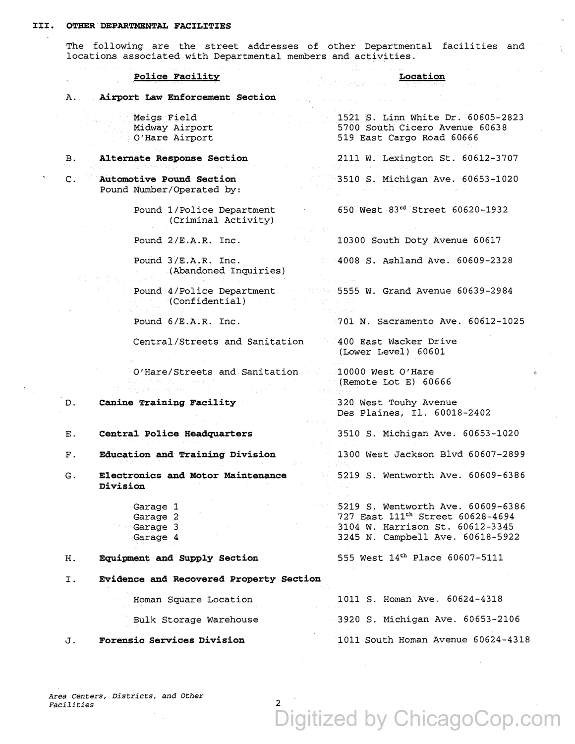## III. OTHER DEPARTMENTAL FACILITIES

The following are the street addresses of other Departmental facilities and locations associated with Departmental members and activities.

| | Police Facility | Location |
|---|---|---|
| A. | **Airport Law Enforcement Section** | |
| | Meigs Field | 1521 S. Linn White Dr. 60605-2823 |
| | Midway Airport | 5700 South Cicero Avenue 60638 |
| | O'Hare Airport | 519 East Cargo Road 60666 |
| B. | **Alternate Response Section** | 2111 W. Lexington St. 60612-3707 |
| C. | **Automotive Pound Section** Pound Number/Operated by: | 3510 S. Michigan Ave. 60653-1020 |
| | Pound 1/Police Department (Criminal Activity) | 650 West 83rd Street 60620-1932 |
| | Pound 2/E.A.R. Inc. | 10300 South Doty Avenue 60617 |
| | Pound 3/E.A.R. Inc. (Abandoned Inquiries) | 4008 S. Ashland Ave. 60609-2328 |
| | Pound 4/Police Department (Confidential) | 5555 W. Grand Avenue 60639-2984 |
| | Pound 6/E.A.R. Inc. | 701 N. Sacramento Ave. 60612-1025 |
| | Central/Streets and Sanitation | 400 East Wacker Drive (Lower Level) 60601 |
| | O'Hare/Streets and Sanitation | 10000 West O'Hare (Remote Lot E) 60666 |
| D. | **Canine Training Facility** | 320 West Touhy Avenue Des Plaines, Il. 60018-2402 |
| E. | **Central Police Headquarters** | 3510 S. Michigan Ave. 60653-1020 |
| F. | **Education and Training Division** | 1300 West Jackson Blvd 60607-2899 |
| G. | **Electronics and Motor Maintenance Division** | 5219 S. Wentworth Ave. 60609-6386 |
| | Garage 1 | 5219 S. Wentworth Ave. 60609-6386 |
| | Garage 2 | 727 East 111th Street 60628-4694 |
| | Garage 3 | 3104 W. Harrison St. 60612-3345 |
| | Garage 4 | 3245 N. Campbell Ave. 60618-5922 |
| H. | **Equipment and Supply Section** | 555 West 14th Place 60607-5111 |
| I. | **Evidence and Recovered Property Section** | |
| | Homan Square Location | 1011 S. Homan Ave. 60624-4318 |
| | Bulk Storage Warehouse | 3920 S. Michigan Ave. 60653-2106 |
| J. | **Forensic Services Division** | 1011 South Homan Avenue 60624-4318 |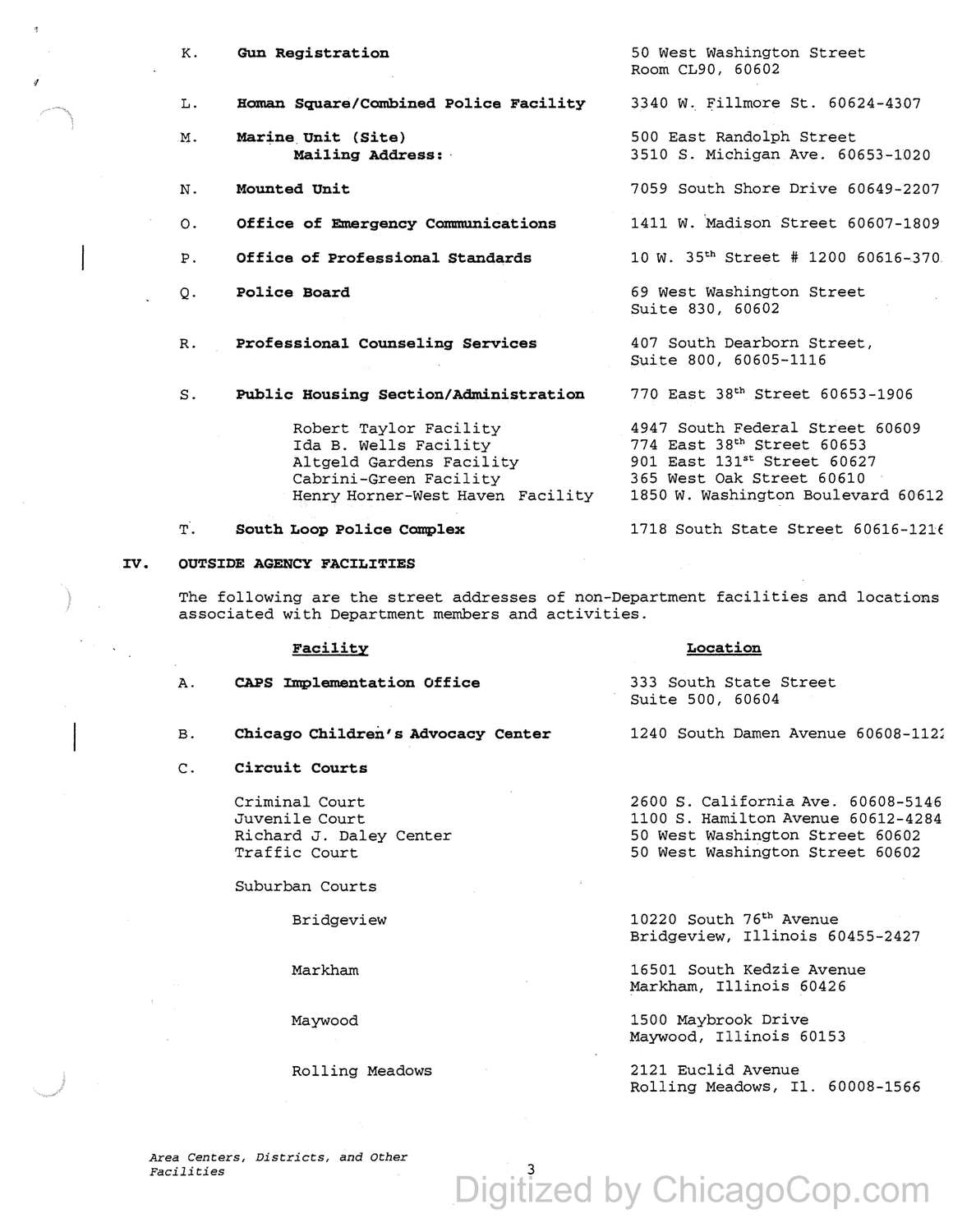| | Facility | Location |
|---|---|---|
| K. | **Gun Registration** | 50 West Washington Street Room CL90, 60602 |
| L. | **Homan Square/Combined Police Facility** | 3340 W. Fillmore St. 60624-4307 |
| M. | **Marine Unit (Site)** | 500 East Randolph Street |
| | **Mailing Address:** | 3510 S. Michigan Ave. 60653-1020 |
| N. | **Mounted Unit** | 7059 South Shore Drive 60649-2207 |
| O. | **Office of Emergency Communications** | 1411 W. Madison Street 60607-1809 |
| P. | **Office of Professional Standards** | 10 W. 35th Street # 1200 60616-370 |
| Q. | **Police Board** | 69 West Washington Street Suite 830, 60602 |
| R. | **Professional Counseling Services** | 407 South Dearborn Street, Suite 800, 60605-1116 |
| S. | **Public Housing Section/Administration** | 770 East 38th Street 60653-1906 |
| | Robert Taylor Facility | 4947 South Federal Street 60609 |
| | Ida B. Wells Facility | 774 East 38th Street 60653 |
| | Altgeld Gardens Facility | 901 East 131st Street 60627 |
| | Cabrini-Green Facility | 365 West Oak Street 60610 |
| | Henry Horner-West Haven Facility | 1850 W. Washington Boulevard 60612 |
| T. | **South Loop Police Complex** | 1718 South State Street 60616-1216 |

## IV. OUTSIDE AGENCY FACILITIES

The following are the street addresses of non-Department facilities and locations associated with Department members and activities.

| | Facility | Location |
|---|---|---|
| A. | **CAPS Implementation Office** | 333 South State Street Suite 500, 60604 |
| B. | **Chicago Children's Advocacy Center** | 1240 South Damen Avenue 60608-1122 |
| C. | **Circuit Courts** | |
| | Criminal Court | 2600 S. California Ave. 60608-5146 |
| | Juvenile Court | 1100 S. Hamilton Avenue 60612-4284 |
| | Richard J. Daley Center | 50 West Washington Street 60602 |
| | Traffic Court | 50 West Washington Street 60602 |
| | Suburban Courts | |
| | Bridgeview | 10220 South 76th Avenue Bridgeview, Illinois 60455-2427 |
| | Markham | 16501 South Kedzie Avenue Markham, Illinois 60426 |
| | Maywood | 1500 Maybrook Drive Maywood, Illinois 60153 |
| | Rolling Meadows | 2121 Euclid Avenue Rolling Meadows, Il. 60008-1566 |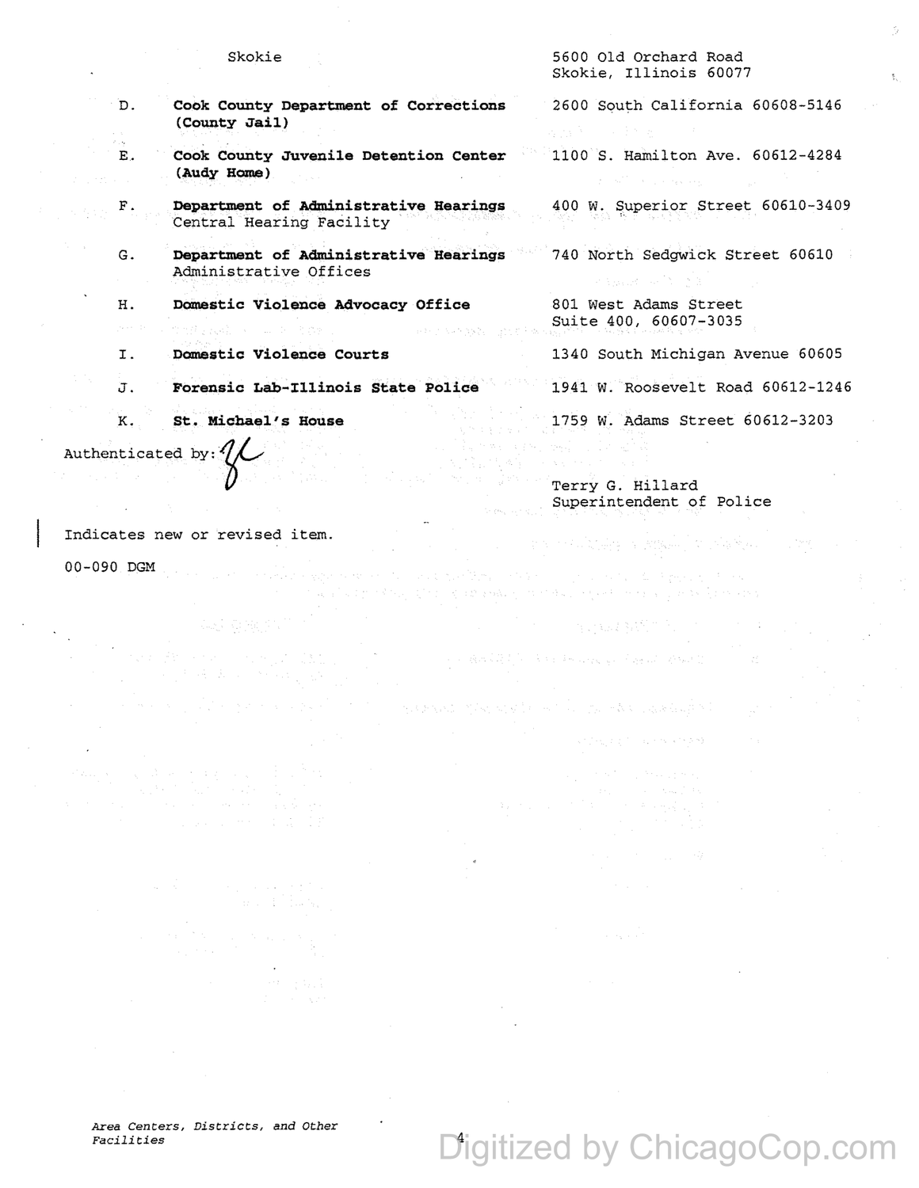| | | |
|---|---|---|
| | Skokie | 5600 Old Orchard Road<br>Skokie, Illinois 60077 |
| D. | **Cook County Department of Corrections (County Jail)** | 2600 South California 60608-5146 |
| E. | **Cook County Juvenile Detention Center (Audy Home)** | 1100 S. Hamilton Ave. 60612-4284 |
| F. | **Department of Administrative Hearings**<br>Central Hearing Facility | 400 W. Superior Street 60610-3409 |
| G. | **Department of Administrative Hearings**<br>Administrative Offices | 740 North Sedgwick Street 60610 |
| H. | **Domestic Violence Advocacy Office** | 801 West Adams Street<br>Suite 400, 60607-3035 |
| I. | **Domestic Violence Courts** | 1340 South Michigan Avenue 60605 |
| J. | **Forensic Lab-Illinois State Police** | 1941 W. Roosevelt Road 60612-1246 |
| K. | **St. Michael's House** | 1759 W. Adams Street 60612-3203 |

Authenticated by: 

Terry G. Hillard
Superintendent of Police

Indicates new or revised item.

00-090 DGM